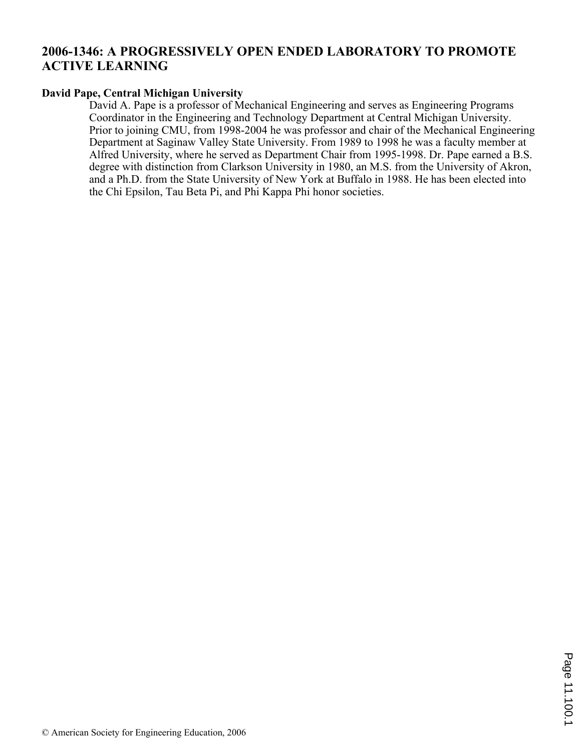# 2006-1346: A PROGRESSIVELY OPEN ENDED LABORATORY TO PROMOTE ACTIVE LEARNING

**David Pape, Central Michigan University**

David A. Pape is a professor of Mechanical Engineering and serves as Engineering Programs Coordinator in the Engineering and Technology Department at Central Michigan University. Prior to joining CMU, from 1998-2004 he was professor and chair of the Mechanical Engineering Department at Saginaw Valley State University. From 1989 to 1998 he was a faculty member at Alfred University, where he served as Department Chair from 1995-1998. Dr. Pape earned a B.S. degree with distinction from Clarkson University in 1980, an M.S. from the University of Akron, and a Ph.D. from the State University of New York at Buffalo in 1988. He has been elected into the Chi Epsilon, Tau Beta Pi, and Phi Kappa Phi honor societies.

© American Society for Engineering Education, 2006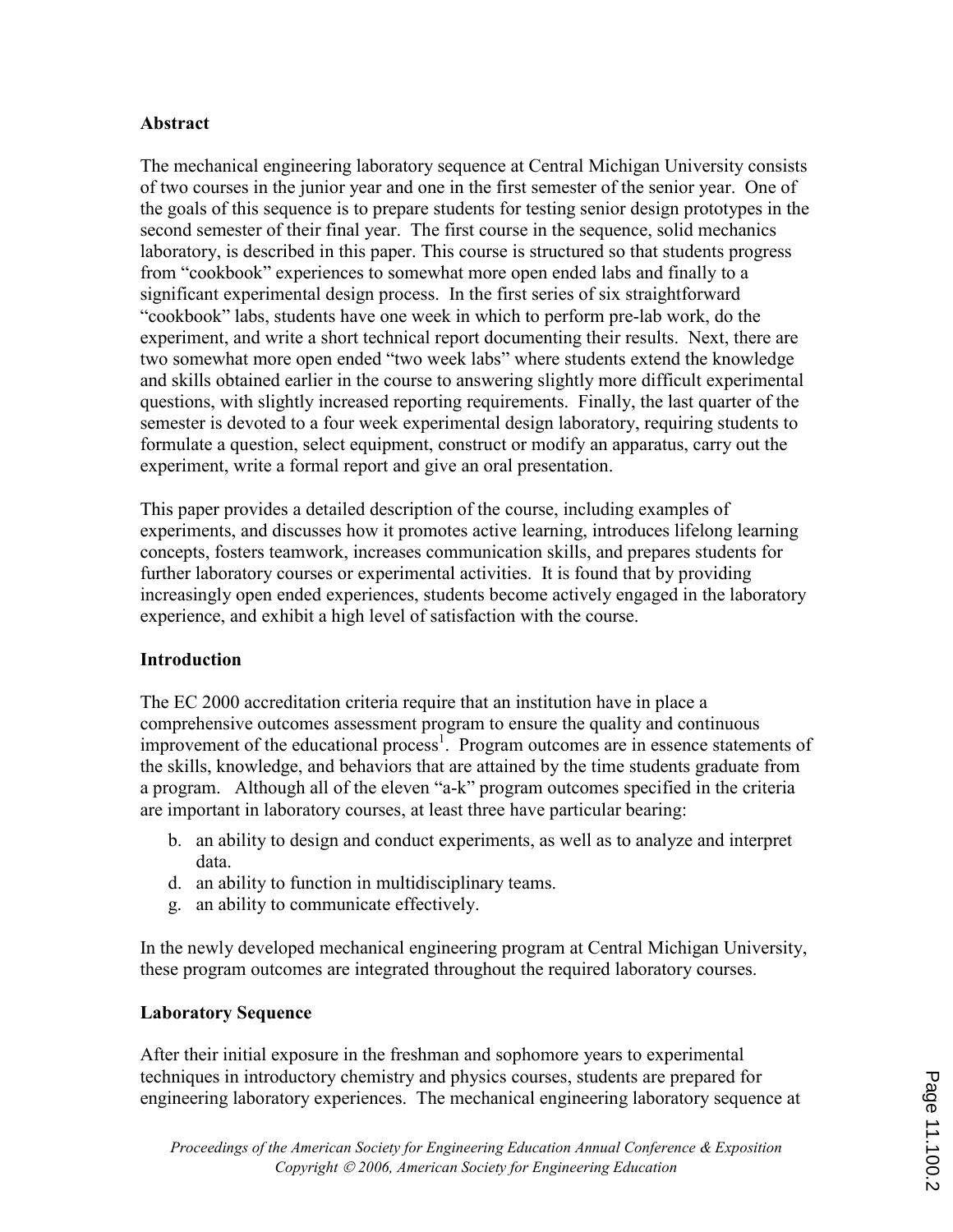## Abstract

The mechanical engineering laboratory sequence at Central Michigan University consists of two courses in the junior year and one in the first semester of the senior year. One of the goals of this sequence is to prepare students for testing senior design prototypes in the second semester of their final year. The first course in the sequence, solid mechanics laboratory, is described in this paper. This course is structured so that students progress from "cookbook" experiences to somewhat more open ended labs and finally to a significant experimental design process. In the first series of six straightforward "cookbook" labs, students have one week in which to perform pre-lab work, do the experiment, and write a short technical report documenting their results. Next, there are two somewhat more open ended "two week labs" where students extend the knowledge and skills obtained earlier in the course to answering slightly more difficult experimental questions, with slightly increased reporting requirements. Finally, the last quarter of the semester is devoted to a four week experimental design laboratory, requiring students to formulate a question, select equipment, construct or modify an apparatus, carry out the experiment, write a formal report and give an oral presentation.

This paper provides a detailed description of the course, including examples of experiments, and discusses how it promotes active learning, introduces lifelong learning concepts, fosters teamwork, increases communication skills, and prepares students for further laboratory courses or experimental activities. It is found that by providing increasingly open ended experiences, students become actively engaged in the laboratory experience, and exhibit a high level of satisfaction with the course.

## Introduction

The EC 2000 accreditation criteria require that an institution have in place a comprehensive outcomes assessment program to ensure the quality and continuous improvement of the educational process[1]. Program outcomes are in essence statements of the skills, knowledge, and behaviors that are attained by the time students graduate from a program. Although all of the eleven "a-k" program outcomes specified in the criteria are important in laboratory courses, at least three have particular bearing:

b. an ability to design and conduct experiments, as well as to analyze and interpret data.
d. an ability to function in multidisciplinary teams.
g. an ability to communicate effectively.

In the newly developed mechanical engineering program at Central Michigan University, these program outcomes are integrated throughout the required laboratory courses.

## Laboratory Sequence

After their initial exposure in the freshman and sophomore years to experimental techniques in introductory chemistry and physics courses, students are prepared for engineering laboratory experiences. The mechanical engineering laboratory sequence at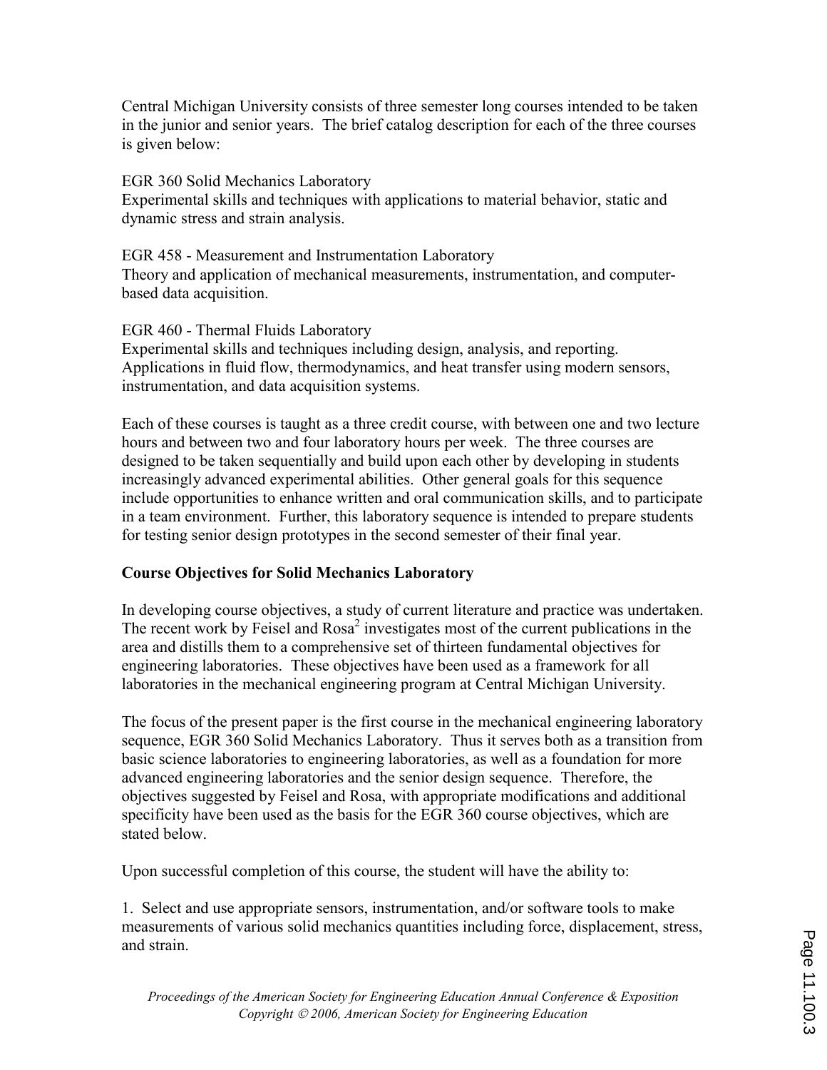Central Michigan University consists of three semester long courses intended to be taken in the junior and senior years. The brief catalog description for each of the three courses is given below:

EGR 360 Solid Mechanics Laboratory
Experimental skills and techniques with applications to material behavior, static and dynamic stress and strain analysis.

EGR 458 - Measurement and Instrumentation Laboratory
Theory and application of mechanical measurements, instrumentation, and computer-based data acquisition.

EGR 460 - Thermal Fluids Laboratory
Experimental skills and techniques including design, analysis, and reporting. Applications in fluid flow, thermodynamics, and heat transfer using modern sensors, instrumentation, and data acquisition systems.

Each of these courses is taught as a three credit course, with between one and two lecture hours and between two and four laboratory hours per week. The three courses are designed to be taken sequentially and build upon each other by developing in students increasingly advanced experimental abilities. Other general goals for this sequence include opportunities to enhance written and oral communication skills, and to participate in a team environment. Further, this laboratory sequence is intended to prepare students for testing senior design prototypes in the second semester of their final year.

**Course Objectives for Solid Mechanics Laboratory**

In developing course objectives, a study of current literature and practice was undertaken. The recent work by Feisel and Rosa[2] investigates most of the current publications in the area and distills them to a comprehensive set of thirteen fundamental objectives for engineering laboratories. These objectives have been used as a framework for all laboratories in the mechanical engineering program at Central Michigan University.

The focus of the present paper is the first course in the mechanical engineering laboratory sequence, EGR 360 Solid Mechanics Laboratory. Thus it serves both as a transition from basic science laboratories to engineering laboratories, as well as a foundation for more advanced engineering laboratories and the senior design sequence. Therefore, the objectives suggested by Feisel and Rosa, with appropriate modifications and additional specificity have been used as the basis for the EGR 360 course objectives, which are stated below.

Upon successful completion of this course, the student will have the ability to:

1. Select and use appropriate sensors, instrumentation, and/or software tools to make measurements of various solid mechanics quantities including force, displacement, stress, and strain.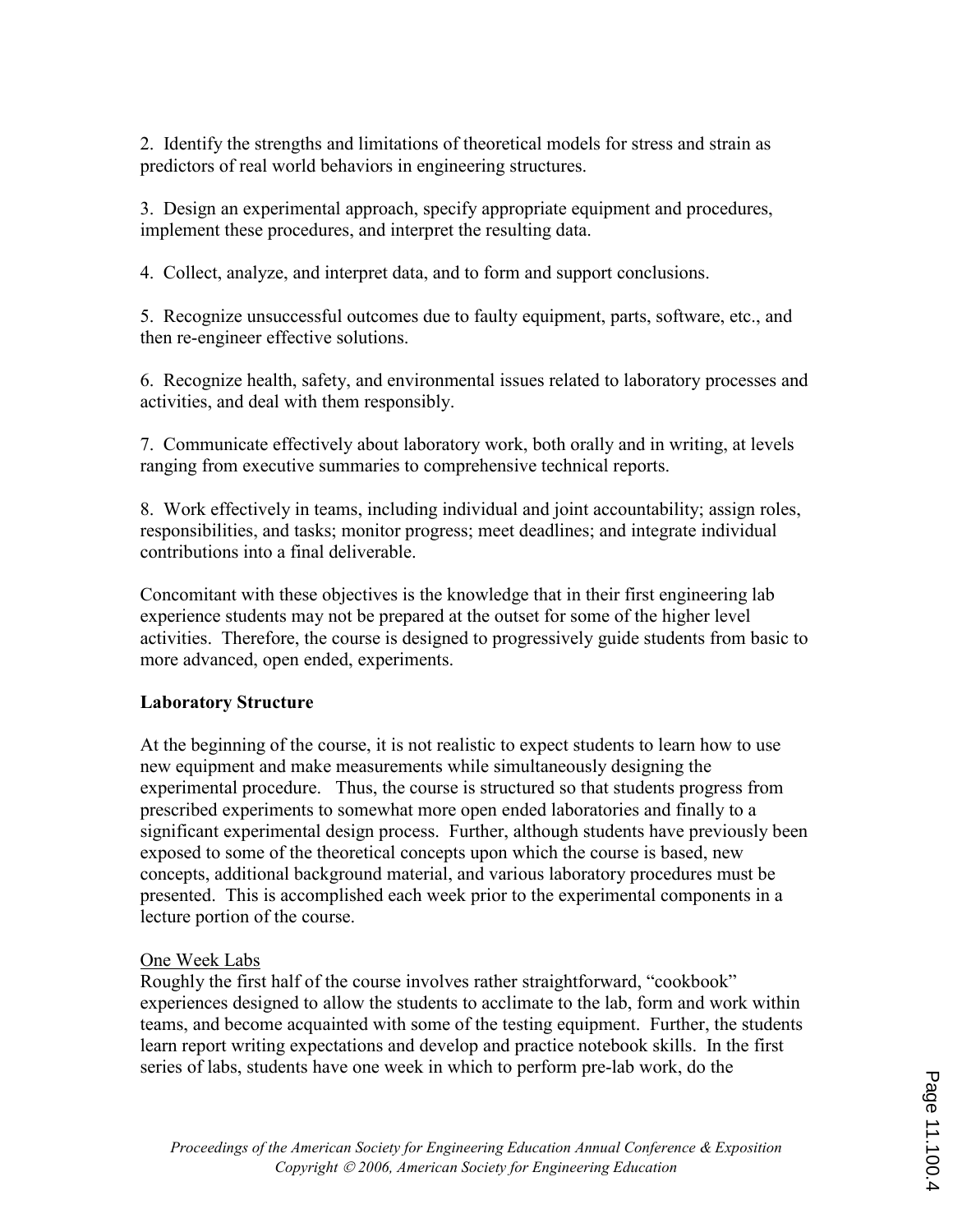2. Identify the strengths and limitations of theoretical models for stress and strain as predictors of real world behaviors in engineering structures.

3. Design an experimental approach, specify appropriate equipment and procedures, implement these procedures, and interpret the resulting data.

4. Collect, analyze, and interpret data, and to form and support conclusions.

5. Recognize unsuccessful outcomes due to faulty equipment, parts, software, etc., and then re-engineer effective solutions.

6. Recognize health, safety, and environmental issues related to laboratory processes and activities, and deal with them responsibly.

7. Communicate effectively about laboratory work, both orally and in writing, at levels ranging from executive summaries to comprehensive technical reports.

8. Work effectively in teams, including individual and joint accountability; assign roles, responsibilities, and tasks; monitor progress; meet deadlines; and integrate individual contributions into a final deliverable.

Concomitant with these objectives is the knowledge that in their first engineering lab experience students may not be prepared at the outset for some of the higher level activities. Therefore, the course is designed to progressively guide students from basic to more advanced, open ended, experiments.

**Laboratory Structure**

At the beginning of the course, it is not realistic to expect students to learn how to use new equipment and make measurements while simultaneously designing the experimental procedure. Thus, the course is structured so that students progress from prescribed experiments to somewhat more open ended laboratories and finally to a significant experimental design process. Further, although students have previously been exposed to some of the theoretical concepts upon which the course is based, new concepts, additional background material, and various laboratory procedures must be presented. This is accomplished each week prior to the experimental components in a lecture portion of the course.

One Week Labs

Roughly the first half of the course involves rather straightforward, "cookbook" experiences designed to allow the students to acclimate to the lab, form and work within teams, and become acquainted with some of the testing equipment. Further, the students learn report writing expectations and develop and practice notebook skills. In the first series of labs, students have one week in which to perform pre-lab work, do the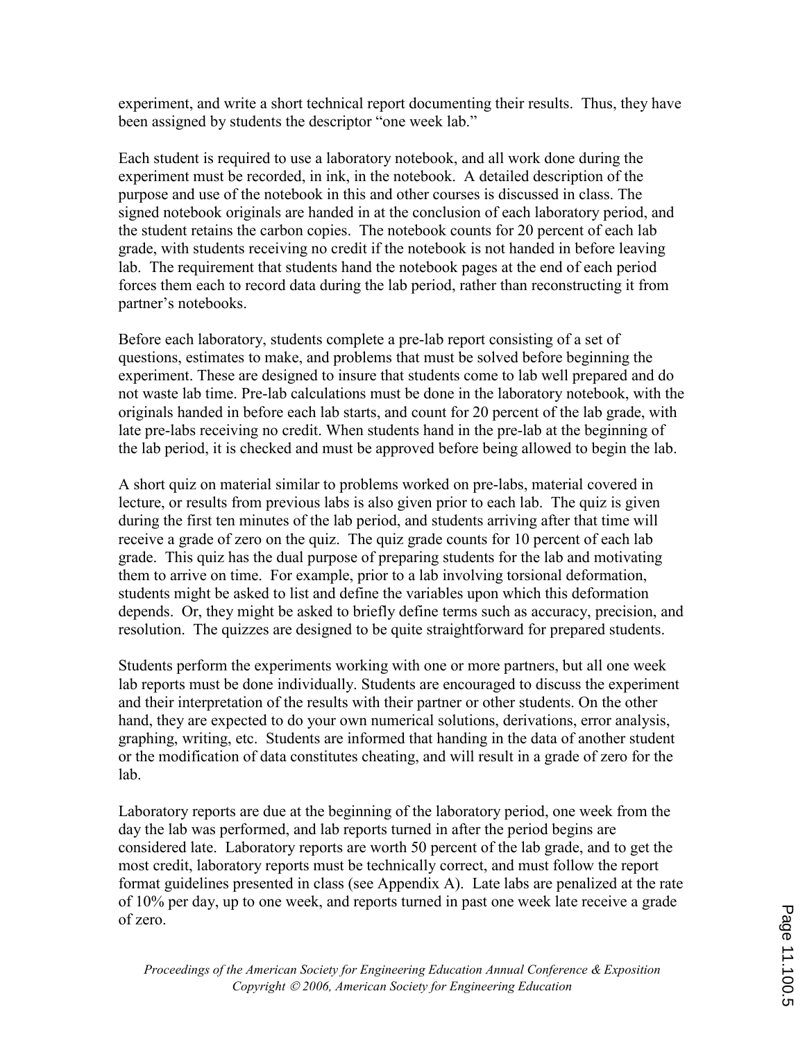experiment, and write a short technical report documenting their results. Thus, they have been assigned by students the descriptor "one week lab."

Each student is required to use a laboratory notebook, and all work done during the experiment must be recorded, in ink, in the notebook. A detailed description of the purpose and use of the notebook in this and other courses is discussed in class. The signed notebook originals are handed in at the conclusion of each laboratory period, and the student retains the carbon copies. The notebook counts for 20 percent of each lab grade, with students receiving no credit if the notebook is not handed in before leaving lab. The requirement that students hand the notebook pages at the end of each period forces them each to record data during the lab period, rather than reconstructing it from partner's notebooks.

Before each laboratory, students complete a pre-lab report consisting of a set of questions, estimates to make, and problems that must be solved before beginning the experiment. These are designed to insure that students come to lab well prepared and do not waste lab time. Pre-lab calculations must be done in the laboratory notebook, with the originals handed in before each lab starts, and count for 20 percent of the lab grade, with late pre-labs receiving no credit. When students hand in the pre-lab at the beginning of the lab period, it is checked and must be approved before being allowed to begin the lab.

A short quiz on material similar to problems worked on pre-labs, material covered in lecture, or results from previous labs is also given prior to each lab. The quiz is given during the first ten minutes of the lab period, and students arriving after that time will receive a grade of zero on the quiz. The quiz grade counts for 10 percent of each lab grade. This quiz has the dual purpose of preparing students for the lab and motivating them to arrive on time. For example, prior to a lab involving torsional deformation, students might be asked to list and define the variables upon which this deformation depends. Or, they might be asked to briefly define terms such as accuracy, precision, and resolution. The quizzes are designed to be quite straightforward for prepared students.

Students perform the experiments working with one or more partners, but all one week lab reports must be done individually. Students are encouraged to discuss the experiment and their interpretation of the results with their partner or other students. On the other hand, they are expected to do your own numerical solutions, derivations, error analysis, graphing, writing, etc. Students are informed that handing in the data of another student or the modification of data constitutes cheating, and will result in a grade of zero for the lab.

Laboratory reports are due at the beginning of the laboratory period, one week from the day the lab was performed, and lab reports turned in after the period begins are considered late. Laboratory reports are worth 50 percent of the lab grade, and to get the most credit, laboratory reports must be technically correct, and must follow the report format guidelines presented in class (see Appendix A). Late labs are penalized at the rate of 10% per day, up to one week, and reports turned in past one week late receive a grade of zero.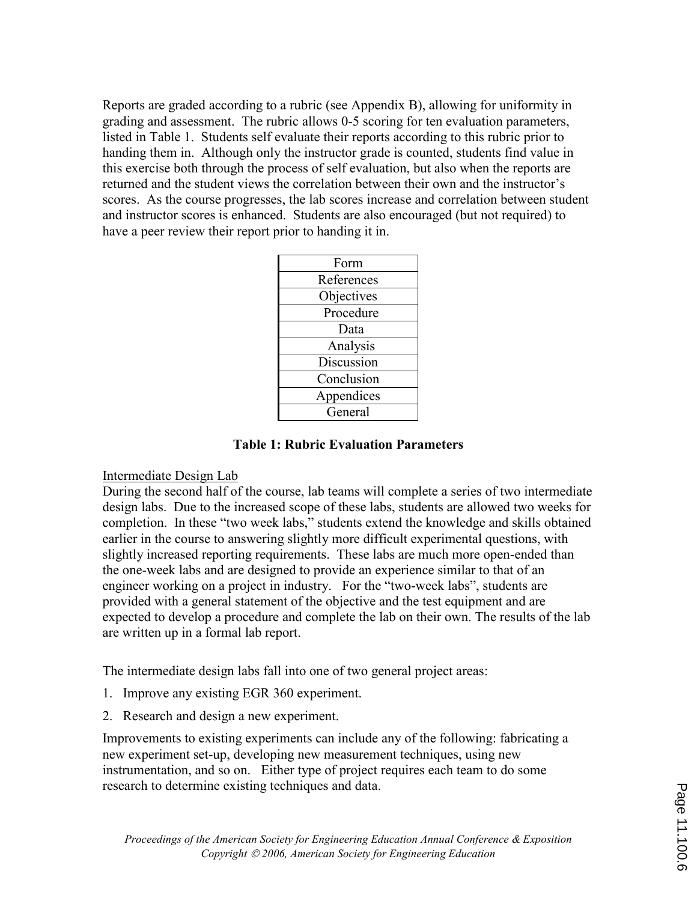Reports are graded according to a rubric (see Appendix B), allowing for uniformity in grading and assessment. The rubric allows 0-5 scoring for ten evaluation parameters, listed in Table 1. Students self evaluate their reports according to this rubric prior to handing them in. Although only the instructor grade is counted, students find value in this exercise both through the process of self evaluation, but also when the reports are returned and the student views the correlation between their own and the instructor's scores. As the course progresses, the lab scores increase and correlation between student and instructor scores is enhanced. Students are also encouraged (but not required) to have a peer review their report prior to handing it in.

| Form |
|---|
| References |
| Objectives |
| Procedure |
| Data |
| Analysis |
| Discussion |
| Conclusion |
| Appendices |
| General |

**Table 1: Rubric Evaluation Parameters**

<u>Intermediate Design Lab</u>

During the second half of the course, lab teams will complete a series of two intermediate design labs. Due to the increased scope of these labs, students are allowed two weeks for completion. In these "two week labs," students extend the knowledge and skills obtained earlier in the course to answering slightly more difficult experimental questions, with slightly increased reporting requirements. These labs are much more open-ended than the one-week labs and are designed to provide an experience similar to that of an engineer working on a project in industry. For the "two-week labs", students are provided with a general statement of the objective and the test equipment and are expected to develop a procedure and complete the lab on their own. The results of the lab are written up in a formal lab report.

The intermediate design labs fall into one of two general project areas:

1. Improve any existing EGR 360 experiment.
2. Research and design a new experiment.

Improvements to existing experiments can include any of the following: fabricating a new experiment set-up, developing new measurement techniques, using new instrumentation, and so on. Either type of project requires each team to do some research to determine existing techniques and data.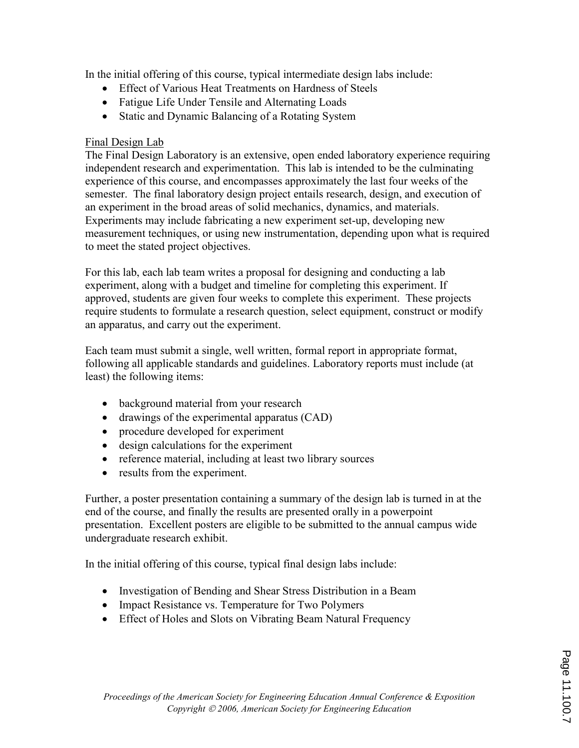In the initial offering of this course, typical intermediate design labs include:

- Effect of Various Heat Treatments on Hardness of Steels
- Fatigue Life Under Tensile and Alternating Loads
- Static and Dynamic Balancing of a Rotating System

Final Design Lab

The Final Design Laboratory is an extensive, open ended laboratory experience requiring independent research and experimentation. This lab is intended to be the culminating experience of this course, and encompasses approximately the last four weeks of the semester. The final laboratory design project entails research, design, and execution of an experiment in the broad areas of solid mechanics, dynamics, and materials. Experiments may include fabricating a new experiment set-up, developing new measurement techniques, or using new instrumentation, depending upon what is required to meet the stated project objectives.

For this lab, each lab team writes a proposal for designing and conducting a lab experiment, along with a budget and timeline for completing this experiment. If approved, students are given four weeks to complete this experiment. These projects require students to formulate a research question, select equipment, construct or modify an apparatus, and carry out the experiment.

Each team must submit a single, well written, formal report in appropriate format, following all applicable standards and guidelines. Laboratory reports must include (at least) the following items:

- background material from your research
- drawings of the experimental apparatus (CAD)
- procedure developed for experiment
- design calculations for the experiment
- reference material, including at least two library sources
- results from the experiment.

Further, a poster presentation containing a summary of the design lab is turned in at the end of the course, and finally the results are presented orally in a powerpoint presentation. Excellent posters are eligible to be submitted to the annual campus wide undergraduate research exhibit.

In the initial offering of this course, typical final design labs include:

- Investigation of Bending and Shear Stress Distribution in a Beam
- Impact Resistance vs. Temperature for Two Polymers
- Effect of Holes and Slots on Vibrating Beam Natural Frequency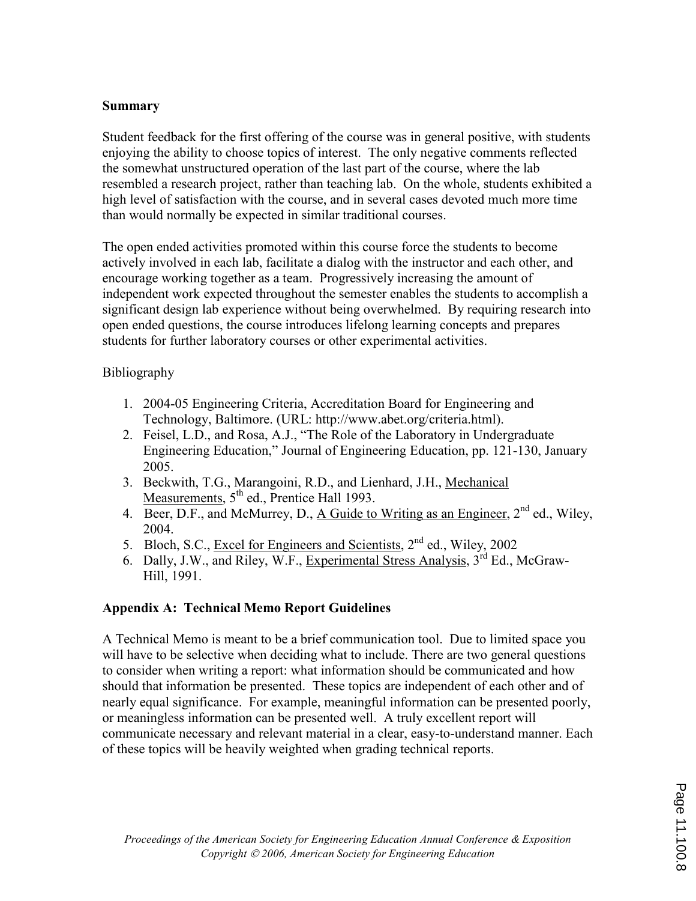## Summary

Student feedback for the first offering of the course was in general positive, with students enjoying the ability to choose topics of interest. The only negative comments reflected the somewhat unstructured operation of the last part of the course, where the lab resembled a research project, rather than teaching lab. On the whole, students exhibited a high level of satisfaction with the course, and in several cases devoted much more time than would normally be expected in similar traditional courses.

The open ended activities promoted within this course force the students to become actively involved in each lab, facilitate a dialog with the instructor and each other, and encourage working together as a team. Progressively increasing the amount of independent work expected throughout the semester enables the students to accomplish a significant design lab experience without being overwhelmed. By requiring research into open ended questions, the course introduces lifelong learning concepts and prepares students for further laboratory courses or other experimental activities.

Bibliography

1. 2004-05 Engineering Criteria, Accreditation Board for Engineering and Technology, Baltimore. (URL: http://www.abet.org/criteria.html).
2. Feisel, L.D., and Rosa, A.J., "The Role of the Laboratory in Undergraduate Engineering Education," Journal of Engineering Education, pp. 121-130, January 2005.
3. Beckwith, T.G., Marangoini, R.D., and Lienhard, J.H., Mechanical Measurements, 5th ed., Prentice Hall 1993.
4. Beer, D.F., and McMurrey, D., A Guide to Writing as an Engineer, 2nd ed., Wiley, 2004.
5. Bloch, S.C., Excel for Engineers and Scientists, 2nd ed., Wiley, 2002
6. Dally, J.W., and Riley, W.F., Experimental Stress Analysis, 3rd Ed., McGraw-Hill, 1991.

## Appendix A: Technical Memo Report Guidelines

A Technical Memo is meant to be a brief communication tool. Due to limited space you will have to be selective when deciding what to include. There are two general questions to consider when writing a report: what information should be communicated and how should that information be presented. These topics are independent of each other and of nearly equal significance. For example, meaningful information can be presented poorly, or meaningless information can be presented well. A truly excellent report will communicate necessary and relevant material in a clear, easy-to-understand manner. Each of these topics will be heavily weighted when grading technical reports.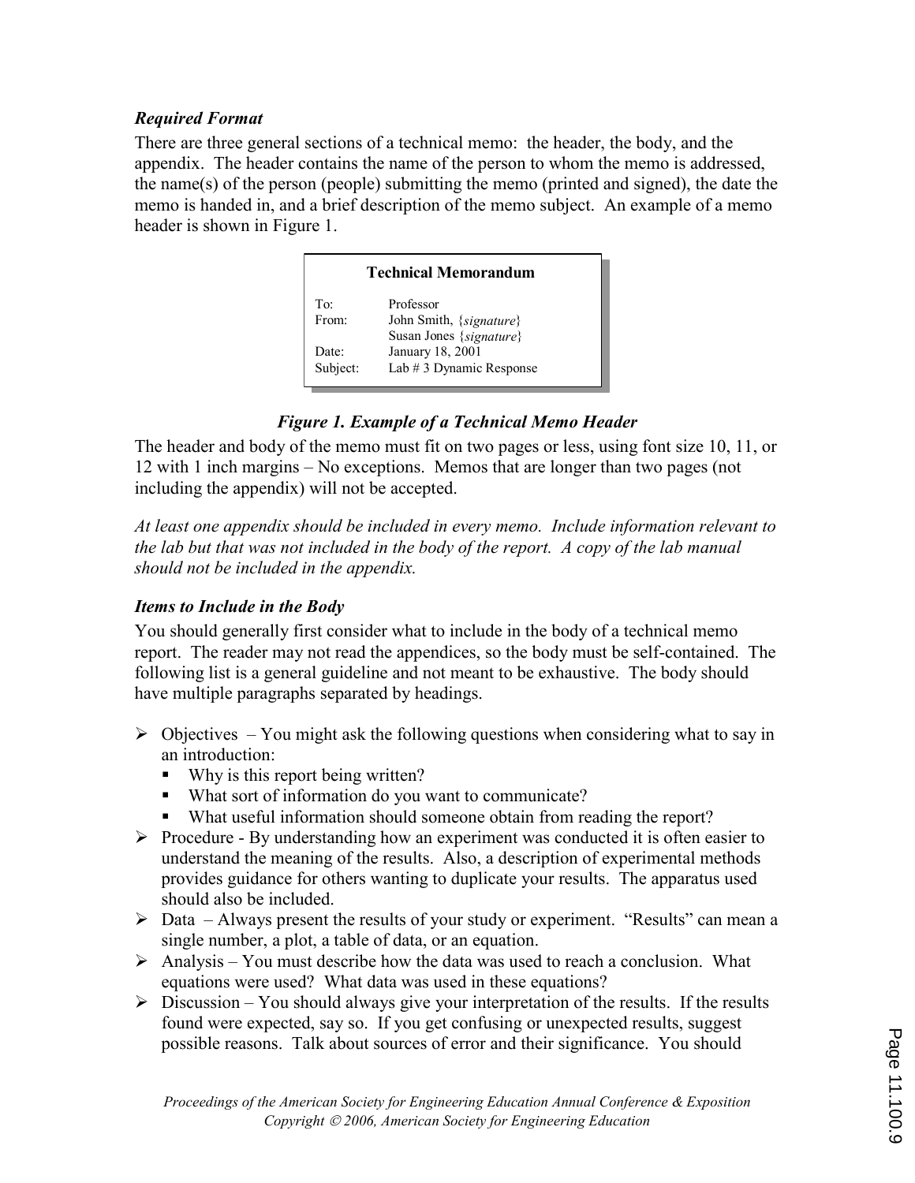### *Required Format*

There are three general sections of a technical memo: the header, the body, and the appendix. The header contains the name of the person to whom the memo is addressed, the name(s) of the person (people) submitting the memo (printed and signed), the date the memo is handed in, and a brief description of the memo subject. An example of a memo header is shown in Figure 1.

**Technical Memorandum**

| | |
|---|---|
| To: | Professor |
| From: | John Smith, {*signature*} |
| | Susan Jones {*signature*} |
| Date: | January 18, 2001 |
| Subject: | Lab # 3 Dynamic Response |

***Figure 1. Example of a Technical Memo Header***

The header and body of the memo must fit on two pages or less, using font size 10, 11, or 12 with 1 inch margins – No exceptions. Memos that are longer than two pages (not including the appendix) will not be accepted.

*At least one appendix should be included in every memo. Include information relevant to the lab but that was not included in the body of the report. A copy of the lab manual should not be included in the appendix.*

### *Items to Include in the Body*

You should generally first consider what to include in the body of a technical memo report. The reader may not read the appendices, so the body must be self-contained. The following list is a general guideline and not meant to be exhaustive. The body should have multiple paragraphs separated by headings.

- Objectives – You might ask the following questions when considering what to say in an introduction:
  - Why is this report being written?
  - What sort of information do you want to communicate?
  - What useful information should someone obtain from reading the report?
- Procedure - By understanding how an experiment was conducted it is often easier to understand the meaning of the results. Also, a description of experimental methods provides guidance for others wanting to duplicate your results. The apparatus used should also be included.
- Data – Always present the results of your study or experiment. "Results" can mean a single number, a plot, a table of data, or an equation.
- Analysis – You must describe how the data was used to reach a conclusion. What equations were used? What data was used in these equations?
- Discussion – You should always give your interpretation of the results. If the results found were expected, say so. If you get confusing or unexpected results, suggest possible reasons. Talk about sources of error and their significance. You should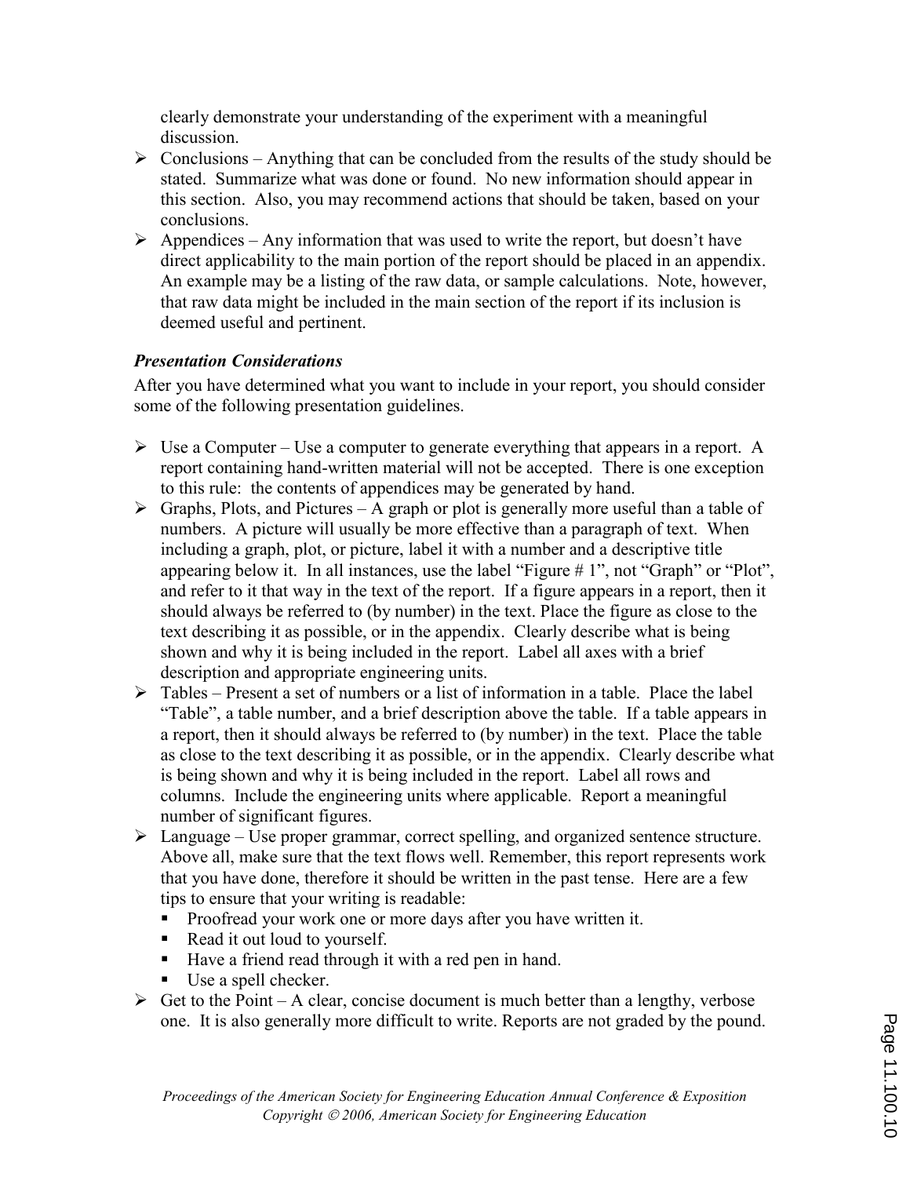clearly demonstrate your understanding of the experiment with a meaningful discussion.

- Conclusions – Anything that can be concluded from the results of the study should be stated. Summarize what was done or found. No new information should appear in this section. Also, you may recommend actions that should be taken, based on your conclusions.
- Appendices – Any information that was used to write the report, but doesn't have direct applicability to the main portion of the report should be placed in an appendix. An example may be a listing of the raw data, or sample calculations. Note, however, that raw data might be included in the main section of the report if its inclusion is deemed useful and pertinent.

### *Presentation Considerations*

After you have determined what you want to include in your report, you should consider some of the following presentation guidelines.

- Use a Computer – Use a computer to generate everything that appears in a report. A report containing hand-written material will not be accepted. There is one exception to this rule: the contents of appendices may be generated by hand.
- Graphs, Plots, and Pictures – A graph or plot is generally more useful than a table of numbers. A picture will usually be more effective than a paragraph of text. When including a graph, plot, or picture, label it with a number and a descriptive title appearing below it. In all instances, use the label "Figure # 1", not "Graph" or "Plot", and refer to it that way in the text of the report. If a figure appears in a report, then it should always be referred to (by number) in the text. Place the figure as close to the text describing it as possible, or in the appendix. Clearly describe what is being shown and why it is being included in the report. Label all axes with a brief description and appropriate engineering units.
- Tables – Present a set of numbers or a list of information in a table. Place the label "Table", a table number, and a brief description above the table. If a table appears in a report, then it should always be referred to (by number) in the text. Place the table as close to the text describing it as possible, or in the appendix. Clearly describe what is being shown and why it is being included in the report. Label all rows and columns. Include the engineering units where applicable. Report a meaningful number of significant figures.
- Language – Use proper grammar, correct spelling, and organized sentence structure. Above all, make sure that the text flows well. Remember, this report represents work that you have done, therefore it should be written in the past tense. Here are a few tips to ensure that your writing is readable:
  - Proofread your work one or more days after you have written it.
  - Read it out loud to yourself.
  - Have a friend read through it with a red pen in hand.
  - Use a spell checker.
- Get to the Point – A clear, concise document is much better than a lengthy, verbose one. It is also generally more difficult to write. Reports are not graded by the pound.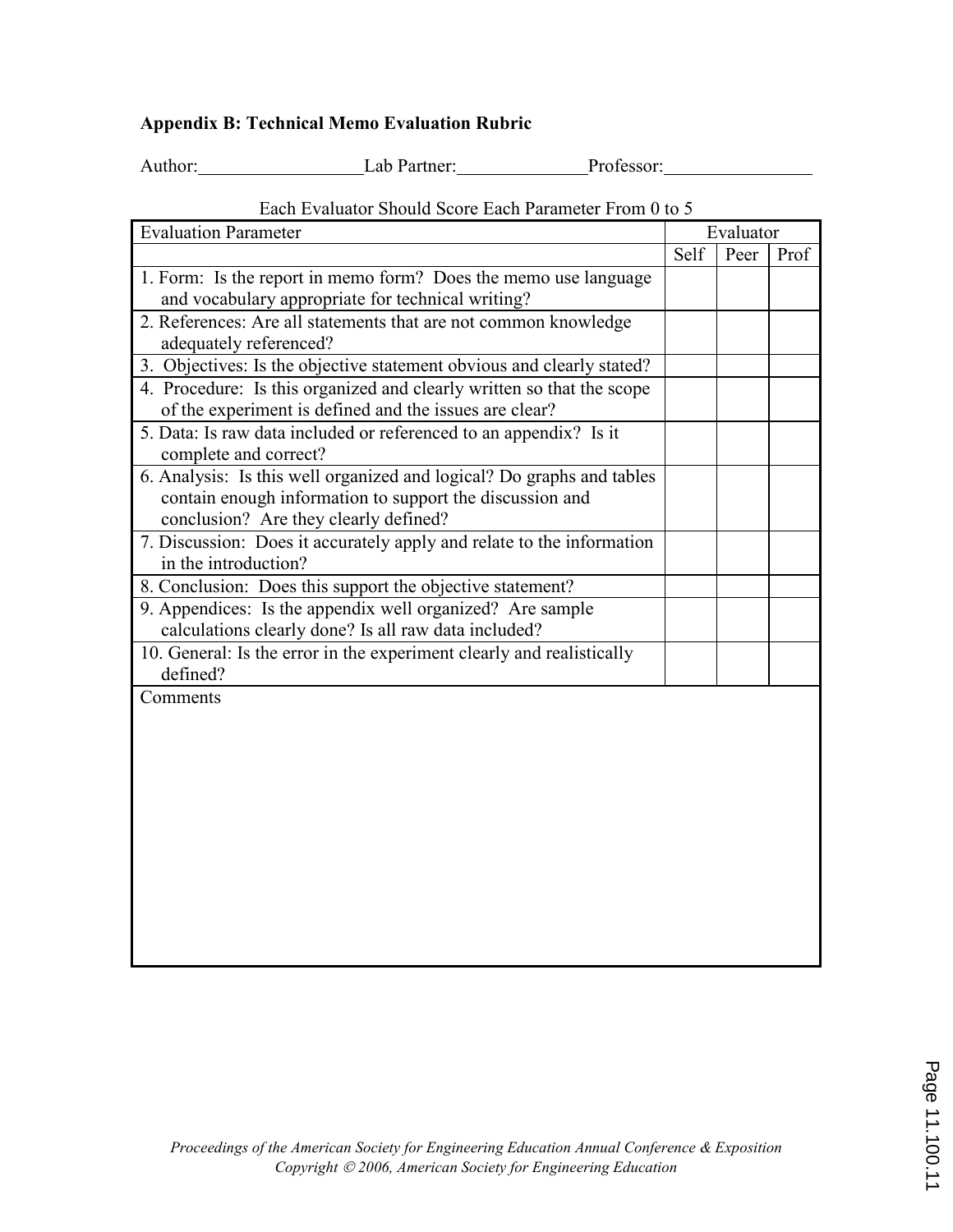**Appendix B: Technical Memo Evaluation Rubric**

Author:__________________Lab Partner:______________Professor:________________

Each Evaluator Should Score Each Parameter From 0 to 5

| Evaluation Parameter | Evaluator | | |
|---|---|---|---|
| | Self | Peer | Prof |
| 1. Form: Is the report in memo form? Does the memo use language and vocabulary appropriate for technical writing? | | | |
| 2. References: Are all statements that are not common knowledge adequately referenced? | | | |
| 3. Objectives: Is the objective statement obvious and clearly stated? | | | |
| 4. Procedure: Is this organized and clearly written so that the scope of the experiment is defined and the issues are clear? | | | |
| 5. Data: Is raw data included or referenced to an appendix? Is it complete and correct? | | | |
| 6. Analysis: Is this well organized and logical? Do graphs and tables contain enough information to support the discussion and conclusion? Are they clearly defined? | | | |
| 7. Discussion: Does it accurately apply and relate to the information in the introduction? | | | |
| 8. Conclusion: Does this support the objective statement? | | | |
| 9. Appendices: Is the appendix well organized? Are sample calculations clearly done? Is all raw data included? | | | |
| 10. General: Is the error in the experiment clearly and realistically defined? | | | |
| Comments | | | |